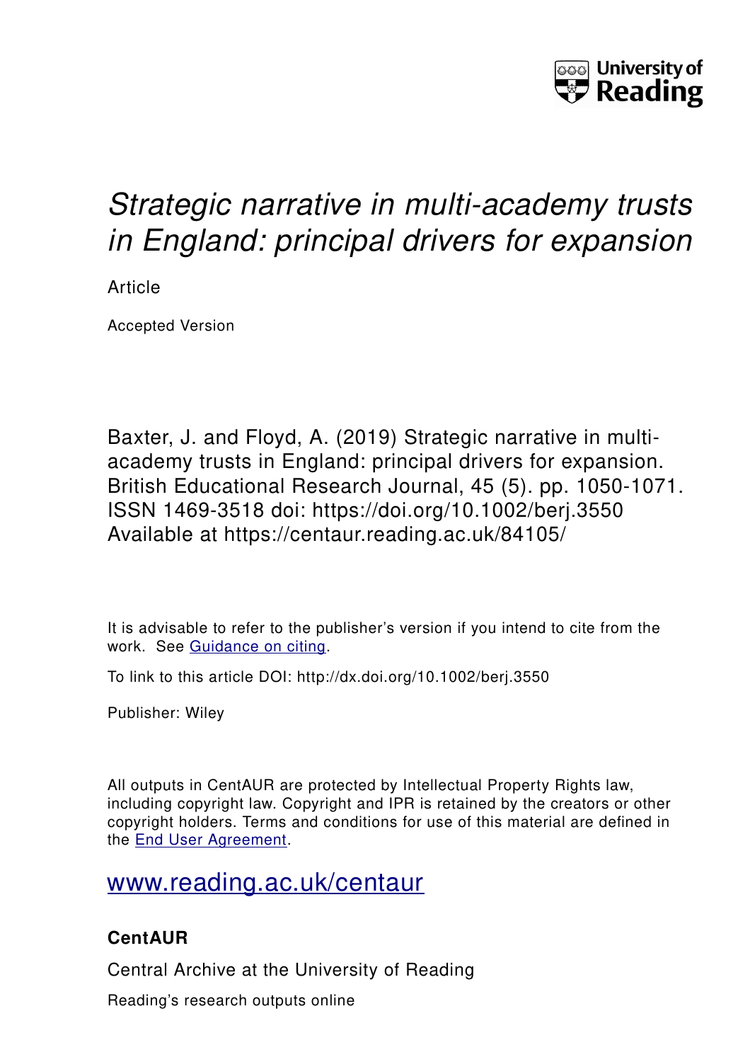University of Reading

# *Strategic narrative in multi-academy trusts in England: principal drivers for expansion*

Article

Accepted Version

Baxter, J. and Floyd, A. (2019) Strategic narrative in multi-academy trusts in England: principal drivers for expansion. British Educational Research Journal, 45 (5). pp. 1050-1071. ISSN 1469-3518 doi: https://doi.org/10.1002/berj.3550 Available at https://centaur.reading.ac.uk/84105/

It is advisable to refer to the publisher's version if you intend to cite from the work. See Guidance on citing.

To link to this article DOI: http://dx.doi.org/10.1002/berj.3550

Publisher: Wiley

All outputs in CentAUR are protected by Intellectual Property Rights law, including copyright law. Copyright and IPR is retained by the creators or other copyright holders. Terms and conditions for use of this material are defined in the End User Agreement.

www.reading.ac.uk/centaur

**CentAUR**

Central Archive at the University of Reading

Reading's research outputs online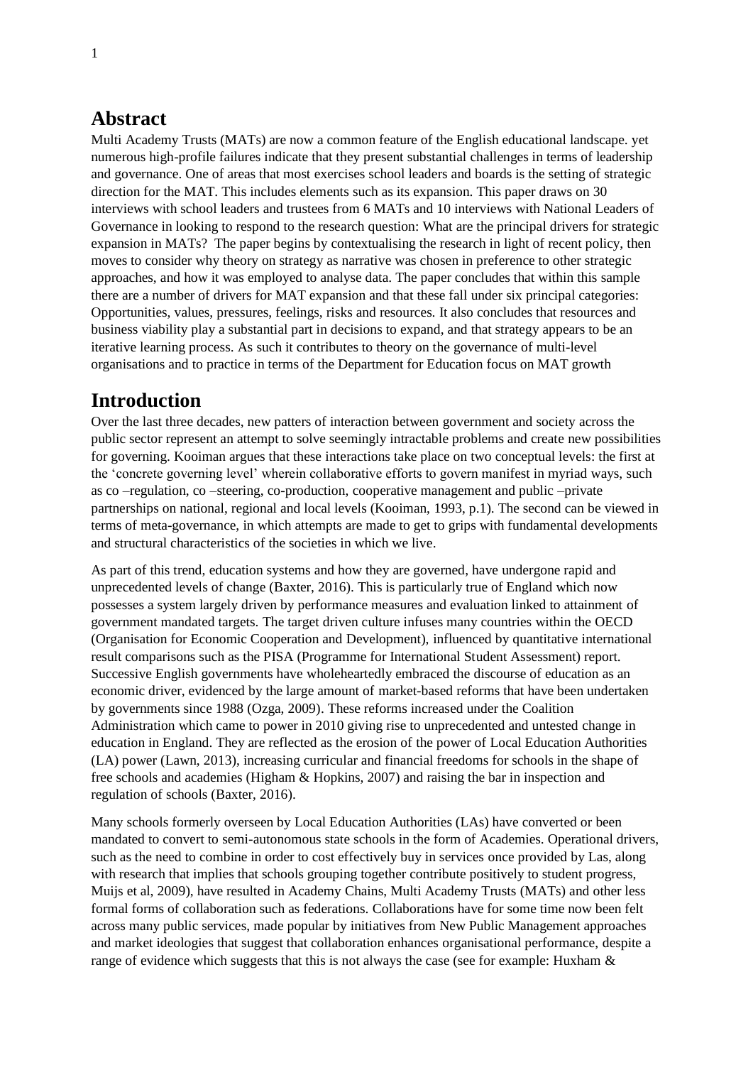## Abstract

Multi Academy Trusts (MATs) are now a common feature of the English educational landscape. yet numerous high-profile failures indicate that they present substantial challenges in terms of leadership and governance. One of areas that most exercises school leaders and boards is the setting of strategic direction for the MAT. This includes elements such as its expansion. This paper draws on 30 interviews with school leaders and trustees from 6 MATs and 10 interviews with National Leaders of Governance in looking to respond to the research question: What are the principal drivers for strategic expansion in MATs? The paper begins by contextualising the research in light of recent policy, then moves to consider why theory on strategy as narrative was chosen in preference to other strategic approaches, and how it was employed to analyse data. The paper concludes that within this sample there are a number of drivers for MAT expansion and that these fall under six principal categories: Opportunities, values, pressures, feelings, risks and resources. It also concludes that resources and business viability play a substantial part in decisions to expand, and that strategy appears to be an iterative learning process. As such it contributes to theory on the governance of multi-level organisations and to practice in terms of the Department for Education focus on MAT growth

## Introduction

Over the last three decades, new patters of interaction between government and society across the public sector represent an attempt to solve seemingly intractable problems and create new possibilities for governing. Kooiman argues that these interactions take place on two conceptual levels: the first at the 'concrete governing level' wherein collaborative efforts to govern manifest in myriad ways, such as co –regulation, co –steering, co-production, cooperative management and public –private partnerships on national, regional and local levels (Kooiman, 1993, p.1). The second can be viewed in terms of meta-governance, in which attempts are made to get to grips with fundamental developments and structural characteristics of the societies in which we live.

As part of this trend, education systems and how they are governed, have undergone rapid and unprecedented levels of change (Baxter, 2016). This is particularly true of England which now possesses a system largely driven by performance measures and evaluation linked to attainment of government mandated targets. The target driven culture infuses many countries within the OECD (Organisation for Economic Cooperation and Development), influenced by quantitative international result comparisons such as the PISA (Programme for International Student Assessment) report. Successive English governments have wholeheartedly embraced the discourse of education as an economic driver, evidenced by the large amount of market-based reforms that have been undertaken by governments since 1988 (Ozga, 2009). These reforms increased under the Coalition Administration which came to power in 2010 giving rise to unprecedented and untested change in education in England. They are reflected as the erosion of the power of Local Education Authorities (LA) power (Lawn, 2013), increasing curricular and financial freedoms for schools in the shape of free schools and academies (Higham & Hopkins, 2007) and raising the bar in inspection and regulation of schools (Baxter, 2016).

Many schools formerly overseen by Local Education Authorities (LAs) have converted or been mandated to convert to semi-autonomous state schools in the form of Academies. Operational drivers, such as the need to combine in order to cost effectively buy in services once provided by Las, along with research that implies that schools grouping together contribute positively to student progress, Muijs et al, 2009), have resulted in Academy Chains, Multi Academy Trusts (MATs) and other less formal forms of collaboration such as federations. Collaborations have for some time now been felt across many public services, made popular by initiatives from New Public Management approaches and market ideologies that suggest that collaboration enhances organisational performance, despite a range of evidence which suggests that this is not always the case (see for example: Huxham &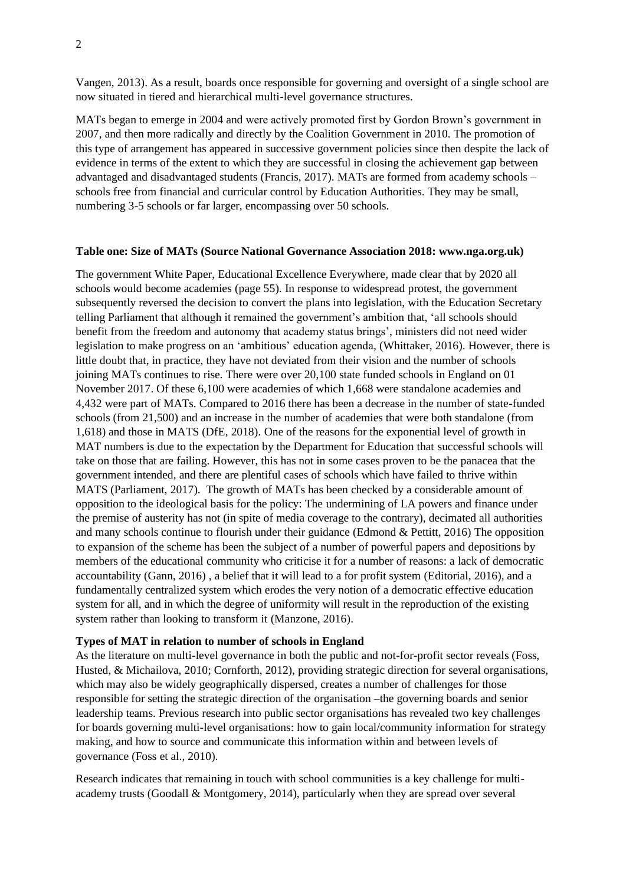Vangen, 2013). As a result, boards once responsible for governing and oversight of a single school are now situated in tiered and hierarchical multi-level governance structures.

MATs began to emerge in 2004 and were actively promoted first by Gordon Brown's government in 2007, and then more radically and directly by the Coalition Government in 2010. The promotion of this type of arrangement has appeared in successive government policies since then despite the lack of evidence in terms of the extent to which they are successful in closing the achievement gap between advantaged and disadvantaged students (Francis, 2017). MATs are formed from academy schools – schools free from financial and curricular control by Education Authorities. They may be small, numbering 3-5 schools or far larger, encompassing over 50 schools.

**Table one: Size of MATs (Source National Governance Association 2018: www.nga.org.uk)**

The government White Paper, Educational Excellence Everywhere, made clear that by 2020 all schools would become academies (page 55). In response to widespread protest, the government subsequently reversed the decision to convert the plans into legislation, with the Education Secretary telling Parliament that although it remained the government's ambition that, 'all schools should benefit from the freedom and autonomy that academy status brings', ministers did not need wider legislation to make progress on an 'ambitious' education agenda, (Whittaker, 2016). However, there is little doubt that, in practice, they have not deviated from their vision and the number of schools joining MATs continues to rise. There were over 20,100 state funded schools in England on 01 November 2017. Of these 6,100 were academies of which 1,668 were standalone academies and 4,432 were part of MATs. Compared to 2016 there has been a decrease in the number of state-funded schools (from 21,500) and an increase in the number of academies that were both standalone (from 1,618) and those in MATS (DfE, 2018). One of the reasons for the exponential level of growth in MAT numbers is due to the expectation by the Department for Education that successful schools will take on those that are failing. However, this has not in some cases proven to be the panacea that the government intended, and there are plentiful cases of schools which have failed to thrive within MATS (Parliament, 2017). The growth of MATs has been checked by a considerable amount of opposition to the ideological basis for the policy: The undermining of LA powers and finance under the premise of austerity has not (in spite of media coverage to the contrary), decimated all authorities and many schools continue to flourish under their guidance (Edmond & Pettitt, 2016) The opposition to expansion of the scheme has been the subject of a number of powerful papers and depositions by members of the educational community who criticise it for a number of reasons: a lack of democratic accountability (Gann, 2016) , a belief that it will lead to a for profit system (Editorial, 2016), and a fundamentally centralized system which erodes the very notion of a democratic effective education system for all, and in which the degree of uniformity will result in the reproduction of the existing system rather than looking to transform it (Manzone, 2016).

**Types of MAT in relation to number of schools in England**

As the literature on multi-level governance in both the public and not-for-profit sector reveals (Foss, Husted, & Michailova, 2010; Cornforth, 2012), providing strategic direction for several organisations, which may also be widely geographically dispersed, creates a number of challenges for those responsible for setting the strategic direction of the organisation –the governing boards and senior leadership teams. Previous research into public sector organisations has revealed two key challenges for boards governing multi-level organisations: how to gain local/community information for strategy making, and how to source and communicate this information within and between levels of governance (Foss et al., 2010).

Research indicates that remaining in touch with school communities is a key challenge for multi-academy trusts (Goodall & Montgomery, 2014), particularly when they are spread over several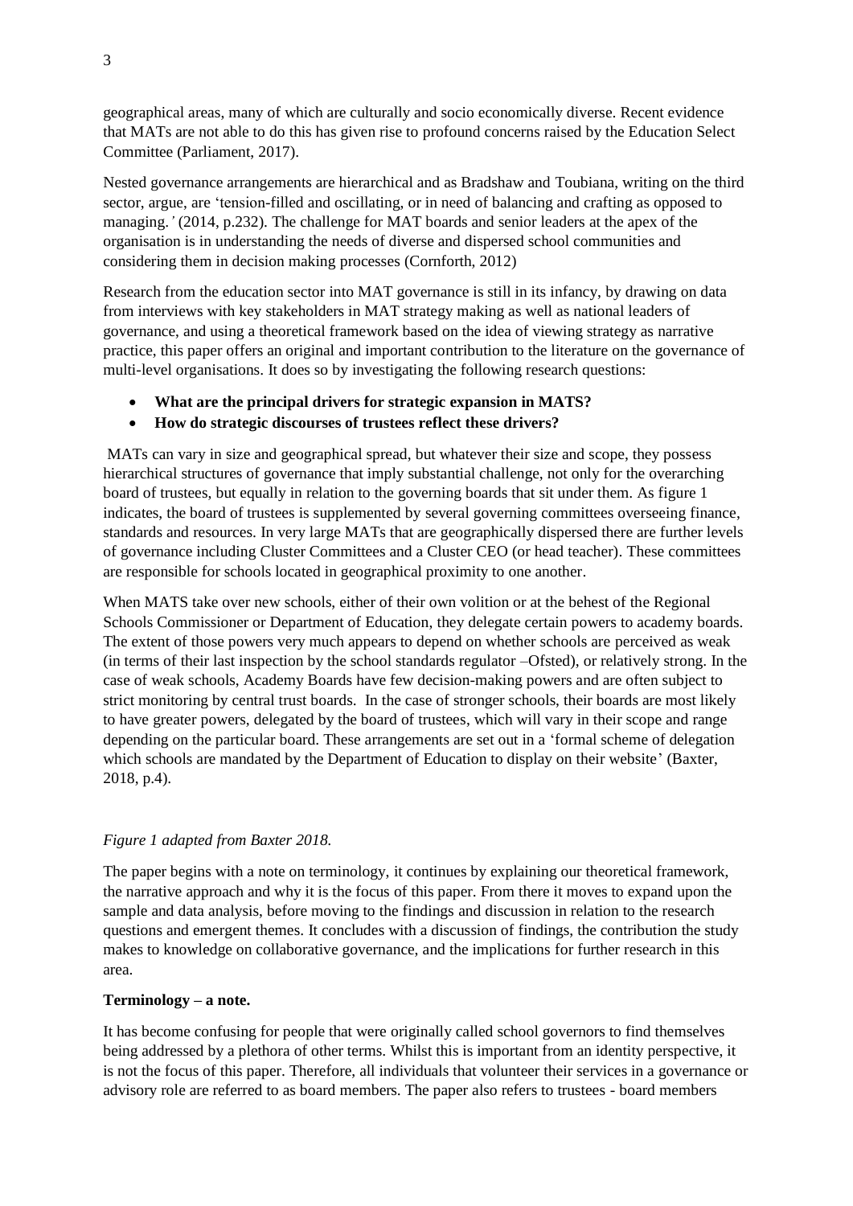geographical areas, many of which are culturally and socio economically diverse. Recent evidence that MATs are not able to do this has given rise to profound concerns raised by the Education Select Committee (Parliament, 2017).

Nested governance arrangements are hierarchical and as Bradshaw and Toubiana, writing on the third sector, argue, are 'tension-filled and oscillating, or in need of balancing and crafting as opposed to managing.*'* (2014, p.232). The challenge for MAT boards and senior leaders at the apex of the organisation is in understanding the needs of diverse and dispersed school communities and considering them in decision making processes (Cornforth, 2012)

Research from the education sector into MAT governance is still in its infancy, by drawing on data from interviews with key stakeholders in MAT strategy making as well as national leaders of governance, and using a theoretical framework based on the idea of viewing strategy as narrative practice, this paper offers an original and important contribution to the literature on the governance of multi-level organisations. It does so by investigating the following research questions:

- **What are the principal drivers for strategic expansion in MATS?**
- **How do strategic discourses of trustees reflect these drivers?**

MATs can vary in size and geographical spread, but whatever their size and scope, they possess hierarchical structures of governance that imply substantial challenge, not only for the overarching board of trustees, but equally in relation to the governing boards that sit under them. As figure 1 indicates, the board of trustees is supplemented by several governing committees overseeing finance, standards and resources. In very large MATs that are geographically dispersed there are further levels of governance including Cluster Committees and a Cluster CEO (or head teacher). These committees are responsible for schools located in geographical proximity to one another.

When MATS take over new schools, either of their own volition or at the behest of the Regional Schools Commissioner or Department of Education, they delegate certain powers to academy boards. The extent of those powers very much appears to depend on whether schools are perceived as weak (in terms of their last inspection by the school standards regulator –Ofsted), or relatively strong. In the case of weak schools, Academy Boards have few decision-making powers and are often subject to strict monitoring by central trust boards. In the case of stronger schools, their boards are most likely to have greater powers, delegated by the board of trustees, which will vary in their scope and range depending on the particular board. These arrangements are set out in a 'formal scheme of delegation which schools are mandated by the Department of Education to display on their website' (Baxter, 2018, p.4).

*Figure 1 adapted from Baxter 2018.*

The paper begins with a note on terminology, it continues by explaining our theoretical framework, the narrative approach and why it is the focus of this paper. From there it moves to expand upon the sample and data analysis, before moving to the findings and discussion in relation to the research questions and emergent themes. It concludes with a discussion of findings, the contribution the study makes to knowledge on collaborative governance, and the implications for further research in this area.

**Terminology – a note.**

It has become confusing for people that were originally called school governors to find themselves being addressed by a plethora of other terms. Whilst this is important from an identity perspective, it is not the focus of this paper. Therefore, all individuals that volunteer their services in a governance or advisory role are referred to as board members. The paper also refers to trustees - board members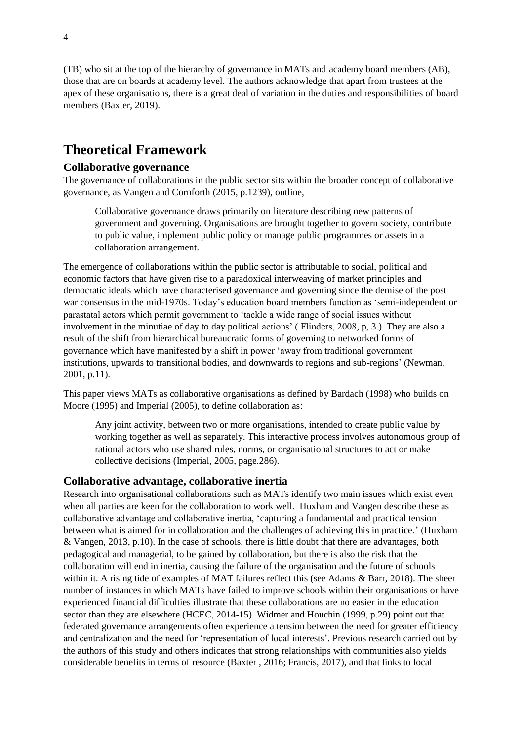(TB) who sit at the top of the hierarchy of governance in MATs and academy board members (AB), those that are on boards at academy level. The authors acknowledge that apart from trustees at the apex of these organisations, there is a great deal of variation in the duties and responsibilities of board members (Baxter, 2019).

# Theoretical Framework

## Collaborative governance

The governance of collaborations in the public sector sits within the broader concept of collaborative governance, as Vangen and Cornforth (2015, p.1239), outline,

> Collaborative governance draws primarily on literature describing new patterns of government and governing. Organisations are brought together to govern society, contribute to public value, implement public policy or manage public programmes or assets in a collaboration arrangement.

The emergence of collaborations within the public sector is attributable to social, political and economic factors that have given rise to a paradoxical interweaving of market principles and democratic ideals which have characterised governance and governing since the demise of the post war consensus in the mid-1970s. Today's education board members function as 'semi-independent or parastatal actors which permit government to 'tackle a wide range of social issues without involvement in the minutiae of day to day political actions' ( Flinders, 2008, p, 3.). They are also a result of the shift from hierarchical bureaucratic forms of governing to networked forms of governance which have manifested by a shift in power 'away from traditional government institutions, upwards to transitional bodies, and downwards to regions and sub-regions' (Newman, 2001, p.11).

This paper views MATs as collaborative organisations as defined by Bardach (1998) who builds on Moore (1995) and Imperial (2005), to define collaboration as:

> Any joint activity, between two or more organisations, intended to create public value by working together as well as separately. This interactive process involves autonomous group of rational actors who use shared rules, norms, or organisational structures to act or make collective decisions (Imperial, 2005, page.286).

## Collaborative advantage, collaborative inertia

Research into organisational collaborations such as MATs identify two main issues which exist even when all parties are keen for the collaboration to work well. Huxham and Vangen describe these as collaborative advantage and collaborative inertia, 'capturing a fundamental and practical tension between what is aimed for in collaboration and the challenges of achieving this in practice.' (Huxham & Vangen, 2013, p.10). In the case of schools, there is little doubt that there are advantages, both pedagogical and managerial, to be gained by collaboration, but there is also the risk that the collaboration will end in inertia, causing the failure of the organisation and the future of schools within it. A rising tide of examples of MAT failures reflect this (see Adams & Barr, 2018). The sheer number of instances in which MATs have failed to improve schools within their organisations or have experienced financial difficulties illustrate that these collaborations are no easier in the education sector than they are elsewhere (HCEC, 2014-15). Widmer and Houchin (1999, p.29) point out that federated governance arrangements often experience a tension between the need for greater efficiency and centralization and the need for 'representation of local interests'. Previous research carried out by the authors of this study and others indicates that strong relationships with communities also yields considerable benefits in terms of resource (Baxter , 2016; Francis, 2017), and that links to local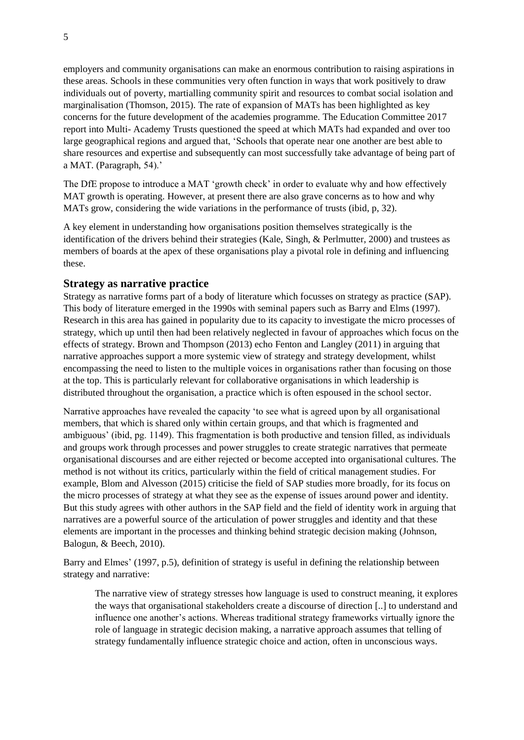employers and community organisations can make an enormous contribution to raising aspirations in these areas. Schools in these communities very often function in ways that work positively to draw individuals out of poverty, martialling community spirit and resources to combat social isolation and marginalisation (Thomson, 2015). The rate of expansion of MATs has been highlighted as key concerns for the future development of the academies programme. The Education Committee 2017 report into Multi- Academy Trusts questioned the speed at which MATs had expanded and over too large geographical regions and argued that, 'Schools that operate near one another are best able to share resources and expertise and subsequently can most successfully take advantage of being part of a MAT. (Paragraph, 54).'

The DfE propose to introduce a MAT 'growth check' in order to evaluate why and how effectively MAT growth is operating. However, at present there are also grave concerns as to how and why MATs grow, considering the wide variations in the performance of trusts (ibid, p, 32).

A key element in understanding how organisations position themselves strategically is the identification of the drivers behind their strategies (Kale, Singh, & Perlmutter, 2000) and trustees as members of boards at the apex of these organisations play a pivotal role in defining and influencing these.

## Strategy as narrative practice

Strategy as narrative forms part of a body of literature which focusses on strategy as practice (SAP). This body of literature emerged in the 1990s with seminal papers such as Barry and Elms (1997). Research in this area has gained in popularity due to its capacity to investigate the micro processes of strategy, which up until then had been relatively neglected in favour of approaches which focus on the effects of strategy. Brown and Thompson (2013) echo Fenton and Langley (2011) in arguing that narrative approaches support a more systemic view of strategy and strategy development, whilst encompassing the need to listen to the multiple voices in organisations rather than focusing on those at the top. This is particularly relevant for collaborative organisations in which leadership is distributed throughout the organisation, a practice which is often espoused in the school sector.

Narrative approaches have revealed the capacity 'to see what is agreed upon by all organisational members, that which is shared only within certain groups, and that which is fragmented and ambiguous' (ibid, pg. 1149). This fragmentation is both productive and tension filled, as individuals and groups work through processes and power struggles to create strategic narratives that permeate organisational discourses and are either rejected or become accepted into organisational cultures. The method is not without its critics, particularly within the field of critical management studies. For example, Blom and Alvesson (2015) criticise the field of SAP studies more broadly, for its focus on the micro processes of strategy at what they see as the expense of issues around power and identity. But this study agrees with other authors in the SAP field and the field of identity work in arguing that narratives are a powerful source of the articulation of power struggles and identity and that these elements are important in the processes and thinking behind strategic decision making (Johnson, Balogun, & Beech, 2010).

Barry and Elmes' (1997, p.5), definition of strategy is useful in defining the relationship between strategy and narrative:

> The narrative view of strategy stresses how language is used to construct meaning, it explores the ways that organisational stakeholders create a discourse of direction [..] to understand and influence one another's actions. Whereas traditional strategy frameworks virtually ignore the role of language in strategic decision making, a narrative approach assumes that telling of strategy fundamentally influence strategic choice and action, often in unconscious ways.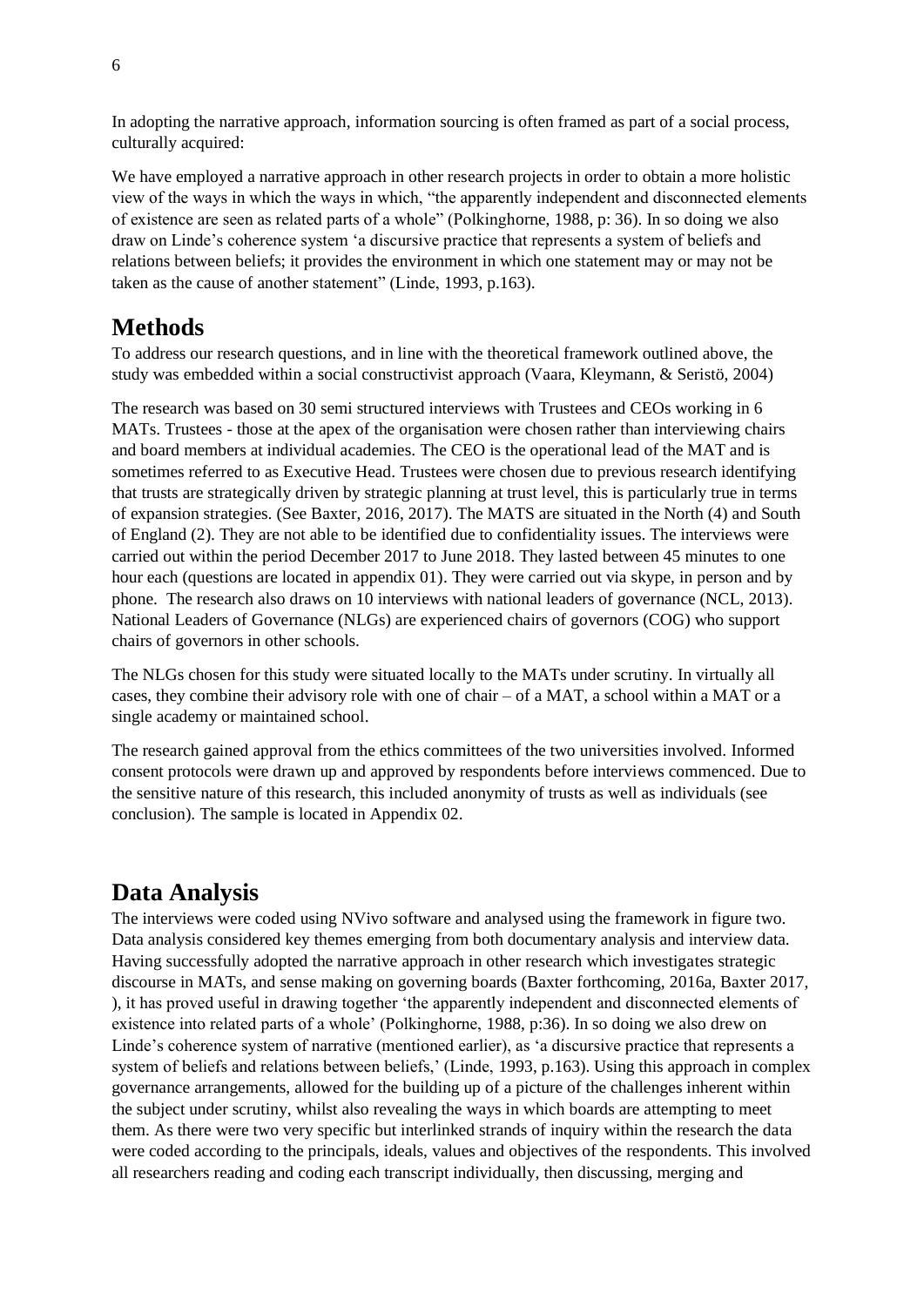In adopting the narrative approach, information sourcing is often framed as part of a social process, culturally acquired:

We have employed a narrative approach in other research projects in order to obtain a more holistic view of the ways in which the ways in which, "the apparently independent and disconnected elements of existence are seen as related parts of a whole" (Polkinghorne, 1988, p: 36). In so doing we also draw on Linde's coherence system 'a discursive practice that represents a system of beliefs and relations between beliefs; it provides the environment in which one statement may or may not be taken as the cause of another statement" (Linde, 1993, p.163).

## Methods

To address our research questions, and in line with the theoretical framework outlined above, the study was embedded within a social constructivist approach (Vaara, Kleymann, & Seristö, 2004)

The research was based on 30 semi structured interviews with Trustees and CEOs working in 6 MATs. Trustees - those at the apex of the organisation were chosen rather than interviewing chairs and board members at individual academies. The CEO is the operational lead of the MAT and is sometimes referred to as Executive Head. Trustees were chosen due to previous research identifying that trusts are strategically driven by strategic planning at trust level, this is particularly true in terms of expansion strategies. (See Baxter, 2016, 2017). The MATS are situated in the North (4) and South of England (2). They are not able to be identified due to confidentiality issues. The interviews were carried out within the period December 2017 to June 2018. They lasted between 45 minutes to one hour each (questions are located in appendix 01). They were carried out via skype, in person and by phone. The research also draws on 10 interviews with national leaders of governance (NCL, 2013). National Leaders of Governance (NLGs) are experienced chairs of governors (COG) who support chairs of governors in other schools.

The NLGs chosen for this study were situated locally to the MATs under scrutiny. In virtually all cases, they combine their advisory role with one of chair – of a MAT, a school within a MAT or a single academy or maintained school.

The research gained approval from the ethics committees of the two universities involved. Informed consent protocols were drawn up and approved by respondents before interviews commenced. Due to the sensitive nature of this research, this included anonymity of trusts as well as individuals (see conclusion). The sample is located in Appendix 02.

## Data Analysis

The interviews were coded using NVivo software and analysed using the framework in figure two. Data analysis considered key themes emerging from both documentary analysis and interview data. Having successfully adopted the narrative approach in other research which investigates strategic discourse in MATs, and sense making on governing boards (Baxter forthcoming, 2016a, Baxter 2017, ), it has proved useful in drawing together 'the apparently independent and disconnected elements of existence into related parts of a whole' (Polkinghorne, 1988, p:36). In so doing we also drew on Linde's coherence system of narrative (mentioned earlier), as 'a discursive practice that represents a system of beliefs and relations between beliefs,' (Linde, 1993, p.163). Using this approach in complex governance arrangements, allowed for the building up of a picture of the challenges inherent within the subject under scrutiny, whilst also revealing the ways in which boards are attempting to meet them. As there were two very specific but interlinked strands of inquiry within the research the data were coded according to the principals, ideals, values and objectives of the respondents. This involved all researchers reading and coding each transcript individually, then discussing, merging and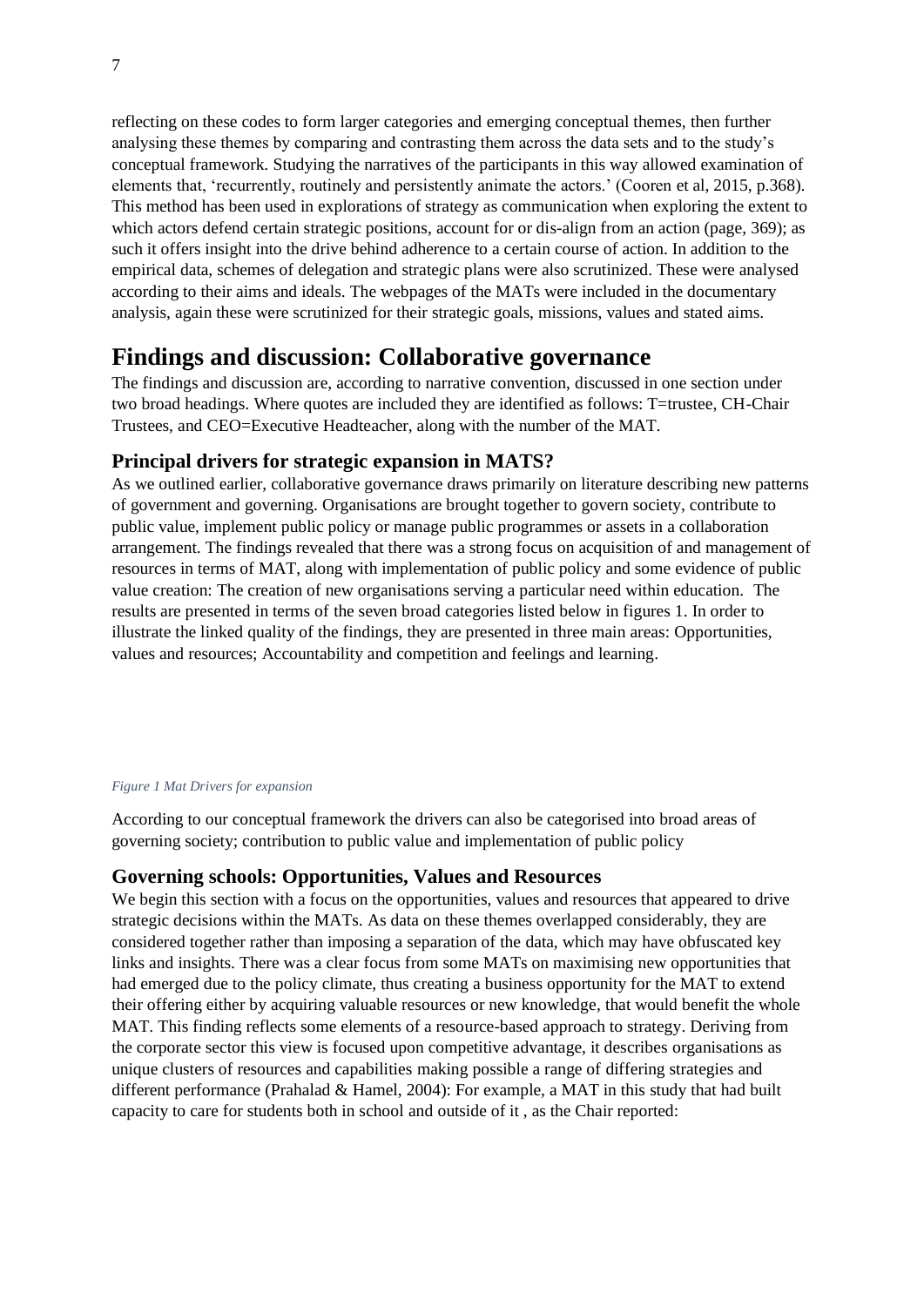reflecting on these codes to form larger categories and emerging conceptual themes, then further analysing these themes by comparing and contrasting them across the data sets and to the study's conceptual framework. Studying the narratives of the participants in this way allowed examination of elements that, 'recurrently, routinely and persistently animate the actors.' (Cooren et al, 2015, p.368). This method has been used in explorations of strategy as communication when exploring the extent to which actors defend certain strategic positions, account for or dis-align from an action (page, 369); as such it offers insight into the drive behind adherence to a certain course of action. In addition to the empirical data, schemes of delegation and strategic plans were also scrutinized. These were analysed according to their aims and ideals. The webpages of the MATs were included in the documentary analysis, again these were scrutinized for their strategic goals, missions, values and stated aims.

# Findings and discussion: Collaborative governance

The findings and discussion are, according to narrative convention, discussed in one section under two broad headings. Where quotes are included they are identified as follows: T=trustee, CH-Chair Trustees, and CEO=Executive Headteacher, along with the number of the MAT.

## Principal drivers for strategic expansion in MATS?

As we outlined earlier, collaborative governance draws primarily on literature describing new patterns of government and governing. Organisations are brought together to govern society, contribute to public value, implement public policy or manage public programmes or assets in a collaboration arrangement. The findings revealed that there was a strong focus on acquisition of and management of resources in terms of MAT, along with implementation of public policy and some evidence of public value creation: The creation of new organisations serving a particular need within education. The results are presented in terms of the seven broad categories listed below in figures 1. In order to illustrate the linked quality of the findings, they are presented in three main areas: Opportunities, values and resources; Accountability and competition and feelings and learning.

*Figure 1 Mat Drivers for expansion*

According to our conceptual framework the drivers can also be categorised into broad areas of governing society; contribution to public value and implementation of public policy

## Governing schools: Opportunities, Values and Resources

We begin this section with a focus on the opportunities, values and resources that appeared to drive strategic decisions within the MATs. As data on these themes overlapped considerably, they are considered together rather than imposing a separation of the data, which may have obfuscated key links and insights. There was a clear focus from some MATs on maximising new opportunities that had emerged due to the policy climate, thus creating a business opportunity for the MAT to extend their offering either by acquiring valuable resources or new knowledge, that would benefit the whole MAT. This finding reflects some elements of a resource-based approach to strategy. Deriving from the corporate sector this view is focused upon competitive advantage, it describes organisations as unique clusters of resources and capabilities making possible a range of differing strategies and different performance (Prahalad & Hamel, 2004): For example, a MAT in this study that had built capacity to care for students both in school and outside of it , as the Chair reported: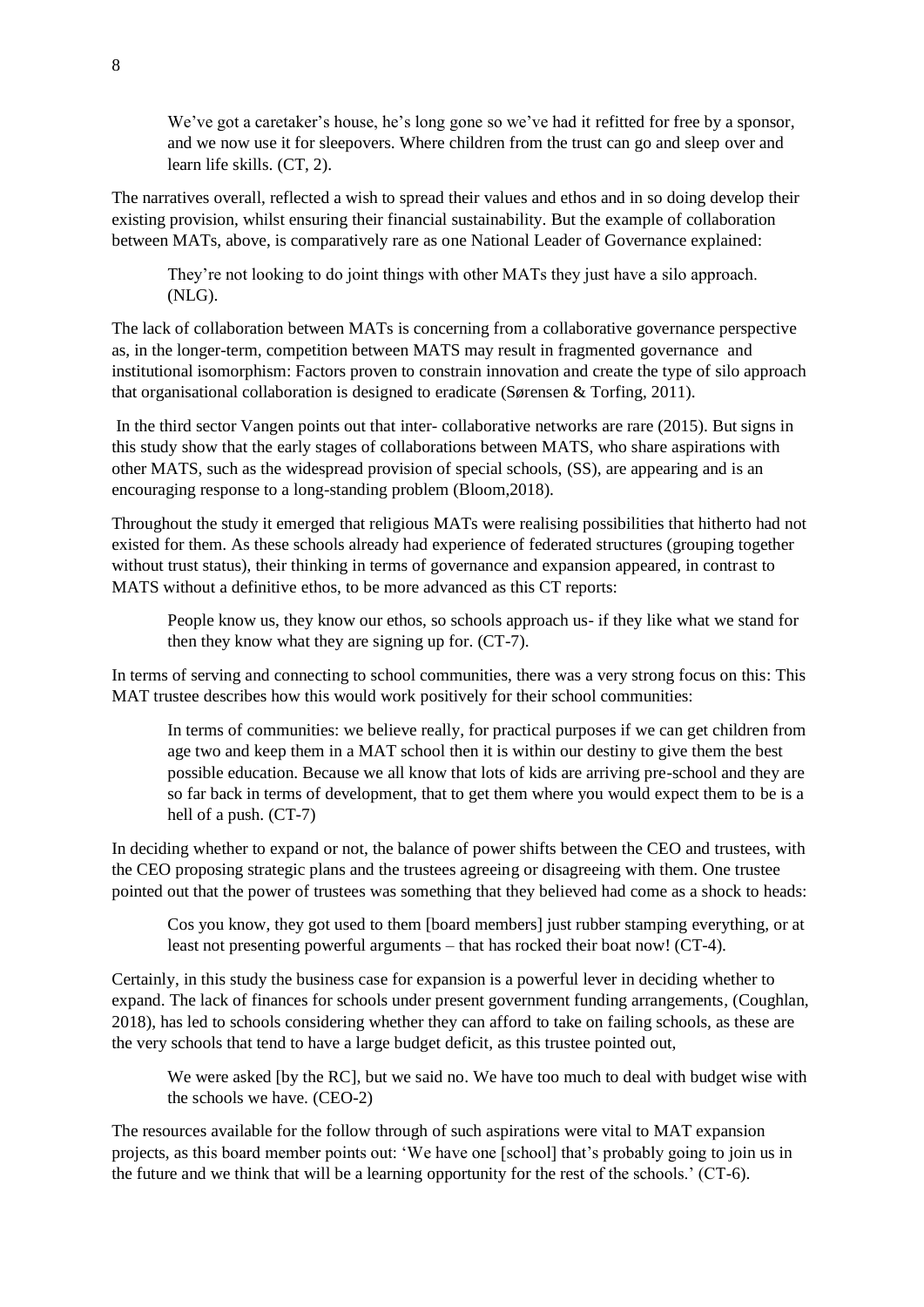> We've got a caretaker's house, he's long gone so we've had it refitted for free by a sponsor, and we now use it for sleepovers. Where children from the trust can go and sleep over and learn life skills. (CT, 2).

The narratives overall, reflected a wish to spread their values and ethos and in so doing develop their existing provision, whilst ensuring their financial sustainability. But the example of collaboration between MATs, above, is comparatively rare as one National Leader of Governance explained:

> They're not looking to do joint things with other MATs they just have a silo approach. (NLG).

The lack of collaboration between MATs is concerning from a collaborative governance perspective as, in the longer-term, competition between MATS may result in fragmented governance and institutional isomorphism: Factors proven to constrain innovation and create the type of silo approach that organisational collaboration is designed to eradicate (Sørensen & Torfing, 2011).

In the third sector Vangen points out that inter- collaborative networks are rare (2015). But signs in this study show that the early stages of collaborations between MATS, who share aspirations with other MATS, such as the widespread provision of special schools, (SS), are appearing and is an encouraging response to a long-standing problem (Bloom,2018).

Throughout the study it emerged that religious MATs were realising possibilities that hitherto had not existed for them. As these schools already had experience of federated structures (grouping together without trust status), their thinking in terms of governance and expansion appeared, in contrast to MATS without a definitive ethos, to be more advanced as this CT reports:

> People know us, they know our ethos, so schools approach us- if they like what we stand for then they know what they are signing up for. (CT-7).

In terms of serving and connecting to school communities, there was a very strong focus on this: This MAT trustee describes how this would work positively for their school communities:

> In terms of communities: we believe really, for practical purposes if we can get children from age two and keep them in a MAT school then it is within our destiny to give them the best possible education. Because we all know that lots of kids are arriving pre-school and they are so far back in terms of development, that to get them where you would expect them to be is a hell of a push. (CT-7)

In deciding whether to expand or not, the balance of power shifts between the CEO and trustees, with the CEO proposing strategic plans and the trustees agreeing or disagreeing with them. One trustee pointed out that the power of trustees was something that they believed had come as a shock to heads:

> Cos you know, they got used to them [board members] just rubber stamping everything, or at least not presenting powerful arguments – that has rocked their boat now! (CT-4).

Certainly, in this study the business case for expansion is a powerful lever in deciding whether to expand. The lack of finances for schools under present government funding arrangements, (Coughlan, 2018), has led to schools considering whether they can afford to take on failing schools, as these are the very schools that tend to have a large budget deficit, as this trustee pointed out,

> We were asked [by the RC], but we said no. We have too much to deal with budget wise with the schools we have. (CEO-2)

The resources available for the follow through of such aspirations were vital to MAT expansion projects, as this board member points out: 'We have one [school] that's probably going to join us in the future and we think that will be a learning opportunity for the rest of the schools.' (CT-6).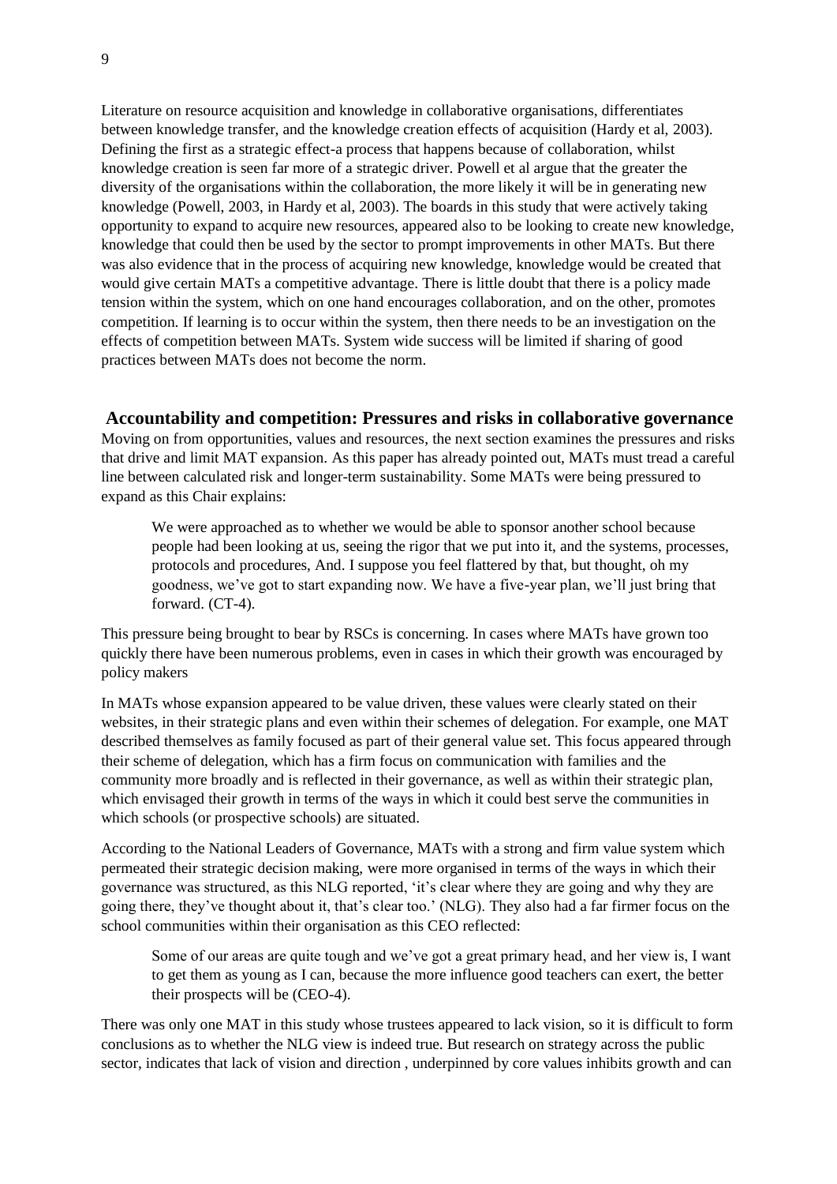Literature on resource acquisition and knowledge in collaborative organisations, differentiates between knowledge transfer, and the knowledge creation effects of acquisition (Hardy et al, 2003). Defining the first as a strategic effect-a process that happens because of collaboration, whilst knowledge creation is seen far more of a strategic driver. Powell et al argue that the greater the diversity of the organisations within the collaboration, the more likely it will be in generating new knowledge (Powell, 2003, in Hardy et al, 2003). The boards in this study that were actively taking opportunity to expand to acquire new resources, appeared also to be looking to create new knowledge, knowledge that could then be used by the sector to prompt improvements in other MATs. But there was also evidence that in the process of acquiring new knowledge, knowledge would be created that would give certain MATs a competitive advantage. There is little doubt that there is a policy made tension within the system, which on one hand encourages collaboration, and on the other, promotes competition. If learning is to occur within the system, then there needs to be an investigation on the effects of competition between MATs. System wide success will be limited if sharing of good practices between MATs does not become the norm.

## Accountability and competition: Pressures and risks in collaborative governance

Moving on from opportunities, values and resources, the next section examines the pressures and risks that drive and limit MAT expansion. As this paper has already pointed out, MATs must tread a careful line between calculated risk and longer-term sustainability. Some MATs were being pressured to expand as this Chair explains:

> We were approached as to whether we would be able to sponsor another school because people had been looking at us, seeing the rigor that we put into it, and the systems, processes, protocols and procedures, And. I suppose you feel flattered by that, but thought, oh my goodness, we've got to start expanding now. We have a five-year plan, we'll just bring that forward. (CT-4).

This pressure being brought to bear by RSCs is concerning. In cases where MATs have grown too quickly there have been numerous problems, even in cases in which their growth was encouraged by policy makers

In MATs whose expansion appeared to be value driven, these values were clearly stated on their websites, in their strategic plans and even within their schemes of delegation. For example, one MAT described themselves as family focused as part of their general value set. This focus appeared through their scheme of delegation, which has a firm focus on communication with families and the community more broadly and is reflected in their governance, as well as within their strategic plan, which envisaged their growth in terms of the ways in which it could best serve the communities in which schools (or prospective schools) are situated.

According to the National Leaders of Governance, MATs with a strong and firm value system which permeated their strategic decision making, were more organised in terms of the ways in which their governance was structured, as this NLG reported, 'it's clear where they are going and why they are going there, they've thought about it, that's clear too.' (NLG). They also had a far firmer focus on the school communities within their organisation as this CEO reflected:

> Some of our areas are quite tough and we've got a great primary head, and her view is, I want to get them as young as I can, because the more influence good teachers can exert, the better their prospects will be (CEO-4).

There was only one MAT in this study whose trustees appeared to lack vision, so it is difficult to form conclusions as to whether the NLG view is indeed true. But research on strategy across the public sector, indicates that lack of vision and direction , underpinned by core values inhibits growth and can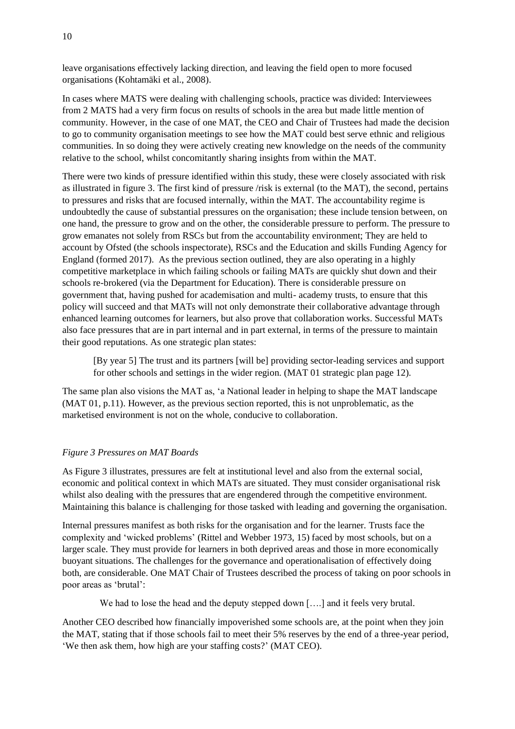leave organisations effectively lacking direction, and leaving the field open to more focused organisations (Kohtamäki et al., 2008).

In cases where MATS were dealing with challenging schools, practice was divided: Interviewees from 2 MATS had a very firm focus on results of schools in the area but made little mention of community. However, in the case of one MAT, the CEO and Chair of Trustees had made the decision to go to community organisation meetings to see how the MAT could best serve ethnic and religious communities. In so doing they were actively creating new knowledge on the needs of the community relative to the school, whilst concomitantly sharing insights from within the MAT.

There were two kinds of pressure identified within this study, these were closely associated with risk as illustrated in figure 3. The first kind of pressure /risk is external (to the MAT), the second, pertains to pressures and risks that are focused internally, within the MAT. The accountability regime is undoubtedly the cause of substantial pressures on the organisation; these include tension between, on one hand, the pressure to grow and on the other, the considerable pressure to perform. The pressure to grow emanates not solely from RSCs but from the accountability environment; They are held to account by Ofsted (the schools inspectorate), RSCs and the Education and skills Funding Agency for England (formed 2017). As the previous section outlined, they are also operating in a highly competitive marketplace in which failing schools or failing MATs are quickly shut down and their schools re-brokered (via the Department for Education). There is considerable pressure on government that, having pushed for academisation and multi- academy trusts, to ensure that this policy will succeed and that MATs will not only demonstrate their collaborative advantage through enhanced learning outcomes for learners, but also prove that collaboration works. Successful MATs also face pressures that are in part internal and in part external, in terms of the pressure to maintain their good reputations. As one strategic plan states:

> [By year 5] The trust and its partners [will be] providing sector-leading services and support for other schools and settings in the wider region. (MAT 01 strategic plan page 12).

The same plan also visions the MAT as, 'a National leader in helping to shape the MAT landscape (MAT 01, p.11). However, as the previous section reported, this is not unproblematic, as the marketised environment is not on the whole, conducive to collaboration.

*Figure 3 Pressures on MAT Boards*

As Figure 3 illustrates, pressures are felt at institutional level and also from the external social, economic and political context in which MATs are situated. They must consider organisational risk whilst also dealing with the pressures that are engendered through the competitive environment. Maintaining this balance is challenging for those tasked with leading and governing the organisation.

Internal pressures manifest as both risks for the organisation and for the learner. Trusts face the complexity and 'wicked problems' (Rittel and Webber 1973, 15) faced by most schools, but on a larger scale. They must provide for learners in both deprived areas and those in more economically buoyant situations. The challenges for the governance and operationalisation of effectively doing both, are considerable. One MAT Chair of Trustees described the process of taking on poor schools in poor areas as 'brutal':

> We had to lose the head and the deputy stepped down [….] and it feels very brutal.

Another CEO described how financially impoverished some schools are, at the point when they join the MAT, stating that if those schools fail to meet their 5% reserves by the end of a three-year period, 'We then ask them, how high are your staffing costs?' (MAT CEO).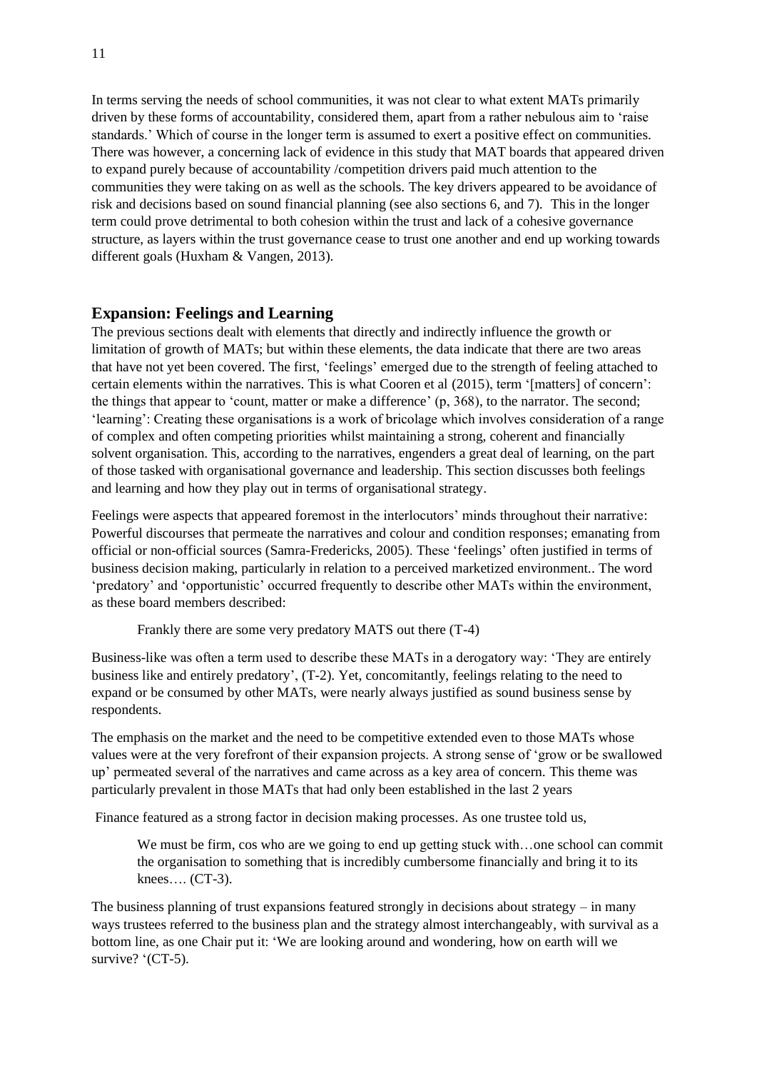In terms serving the needs of school communities, it was not clear to what extent MATs primarily driven by these forms of accountability, considered them, apart from a rather nebulous aim to 'raise standards.' Which of course in the longer term is assumed to exert a positive effect on communities. There was however, a concerning lack of evidence in this study that MAT boards that appeared driven to expand purely because of accountability /competition drivers paid much attention to the communities they were taking on as well as the schools. The key drivers appeared to be avoidance of risk and decisions based on sound financial planning (see also sections 6, and 7). This in the longer term could prove detrimental to both cohesion within the trust and lack of a cohesive governance structure, as layers within the trust governance cease to trust one another and end up working towards different goals (Huxham & Vangen, 2013).

## Expansion: Feelings and Learning

The previous sections dealt with elements that directly and indirectly influence the growth or limitation of growth of MATs; but within these elements, the data indicate that there are two areas that have not yet been covered. The first, 'feelings' emerged due to the strength of feeling attached to certain elements within the narratives. This is what Cooren et al (2015), term '[matters] of concern': the things that appear to 'count, matter or make a difference' (p, 368), to the narrator. The second; 'learning': Creating these organisations is a work of bricolage which involves consideration of a range of complex and often competing priorities whilst maintaining a strong, coherent and financially solvent organisation. This, according to the narratives, engenders a great deal of learning, on the part of those tasked with organisational governance and leadership. This section discusses both feelings and learning and how they play out in terms of organisational strategy.

Feelings were aspects that appeared foremost in the interlocutors' minds throughout their narrative: Powerful discourses that permeate the narratives and colour and condition responses; emanating from official or non-official sources (Samra-Fredericks, 2005). These 'feelings' often justified in terms of business decision making, particularly in relation to a perceived marketized environment.. The word 'predatory' and 'opportunistic' occurred frequently to describe other MATs within the environment, as these board members described:

> Frankly there are some very predatory MATS out there (T-4)

Business-like was often a term used to describe these MATs in a derogatory way: 'They are entirely business like and entirely predatory', (T-2). Yet, concomitantly, feelings relating to the need to expand or be consumed by other MATs, were nearly always justified as sound business sense by respondents.

The emphasis on the market and the need to be competitive extended even to those MATs whose values were at the very forefront of their expansion projects. A strong sense of 'grow or be swallowed up' permeated several of the narratives and came across as a key area of concern. This theme was particularly prevalent in those MATs that had only been established in the last 2 years

Finance featured as a strong factor in decision making processes. As one trustee told us,

> We must be firm, cos who are we going to end up getting stuck with…one school can commit the organisation to something that is incredibly cumbersome financially and bring it to its knees…. (CT-3).

The business planning of trust expansions featured strongly in decisions about strategy – in many ways trustees referred to the business plan and the strategy almost interchangeably, with survival as a bottom line, as one Chair put it: 'We are looking around and wondering, how on earth will we survive? '(CT-5).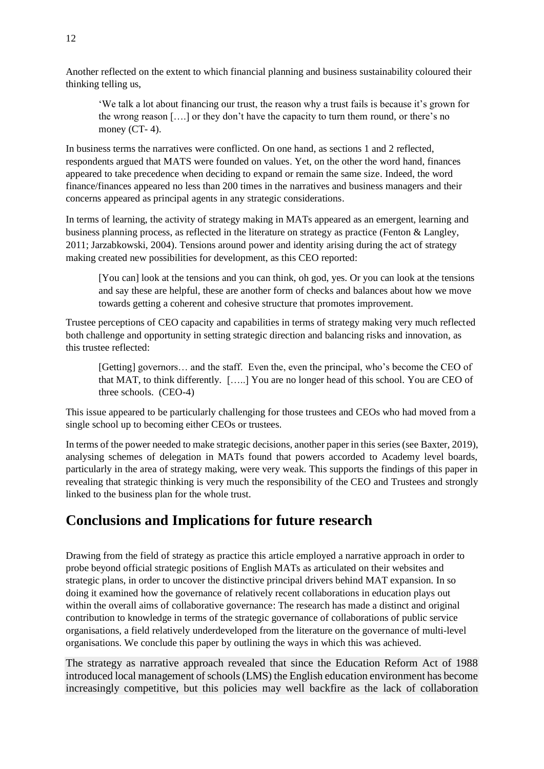Another reflected on the extent to which financial planning and business sustainability coloured their thinking telling us,

> 'We talk a lot about financing our trust, the reason why a trust fails is because it's grown for the wrong reason [….] or they don't have the capacity to turn them round, or there's no money (CT- 4).

In business terms the narratives were conflicted. On one hand, as sections 1 and 2 reflected, respondents argued that MATS were founded on values. Yet, on the other the word hand, finances appeared to take precedence when deciding to expand or remain the same size. Indeed, the word finance/finances appeared no less than 200 times in the narratives and business managers and their concerns appeared as principal agents in any strategic considerations.

In terms of learning, the activity of strategy making in MATs appeared as an emergent, learning and business planning process, as reflected in the literature on strategy as practice (Fenton & Langley, 2011; Jarzabkowski, 2004). Tensions around power and identity arising during the act of strategy making created new possibilities for development, as this CEO reported:

> [You can] look at the tensions and you can think, oh god, yes. Or you can look at the tensions and say these are helpful, these are another form of checks and balances about how we move towards getting a coherent and cohesive structure that promotes improvement.

Trustee perceptions of CEO capacity and capabilities in terms of strategy making very much reflected both challenge and opportunity in setting strategic direction and balancing risks and innovation, as this trustee reflected:

> [Getting] governors… and the staff. Even the, even the principal, who's become the CEO of that MAT, to think differently. […..] You are no longer head of this school. You are CEO of three schools. (CEO-4)

This issue appeared to be particularly challenging for those trustees and CEOs who had moved from a single school up to becoming either CEOs or trustees.

In terms of the power needed to make strategic decisions, another paper in this series (see Baxter, 2019), analysing schemes of delegation in MATs found that powers accorded to Academy level boards, particularly in the area of strategy making, were very weak. This supports the findings of this paper in revealing that strategic thinking is very much the responsibility of the CEO and Trustees and strongly linked to the business plan for the whole trust.

## Conclusions and Implications for future research

Drawing from the field of strategy as practice this article employed a narrative approach in order to probe beyond official strategic positions of English MATs as articulated on their websites and strategic plans, in order to uncover the distinctive principal drivers behind MAT expansion. In so doing it examined how the governance of relatively recent collaborations in education plays out within the overall aims of collaborative governance: The research has made a distinct and original contribution to knowledge in terms of the strategic governance of collaborations of public service organisations, a field relatively underdeveloped from the literature on the governance of multi-level organisations. We conclude this paper by outlining the ways in which this was achieved.

The strategy as narrative approach revealed that since the Education Reform Act of 1988 introduced local management of schools (LMS) the English education environment has become increasingly competitive, but this policies may well backfire as the lack of collaboration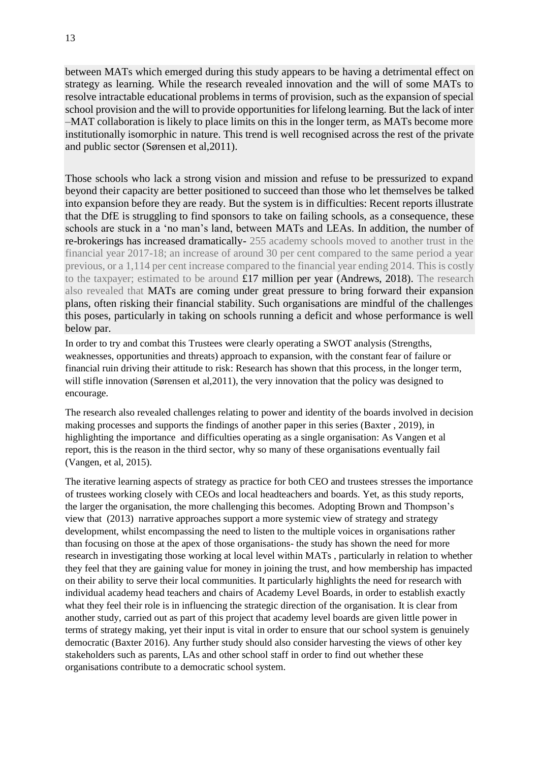between MATs which emerged during this study appears to be having a detrimental effect on strategy as learning. While the research revealed innovation and the will of some MATs to resolve intractable educational problems in terms of provision, such as the expansion of special school provision and the will to provide opportunities for lifelong learning. But the lack of inter –MAT collaboration is likely to place limits on this in the longer term, as MATs become more institutionally isomorphic in nature. This trend is well recognised across the rest of the private and public sector (Sørensen et al,2011).

Those schools who lack a strong vision and mission and refuse to be pressurized to expand beyond their capacity are better positioned to succeed than those who let themselves be talked into expansion before they are ready. But the system is in difficulties: Recent reports illustrate that the DfE is struggling to find sponsors to take on failing schools, as a consequence, these schools are stuck in a 'no man's land, between MATs and LEAs. In addition, the number of re-brokerings has increased dramatically- 255 academy schools moved to another trust in the financial year 2017-18; an increase of around 30 per cent compared to the same period a year previous, or a 1,114 per cent increase compared to the financial year ending 2014. This is costly to the taxpayer; estimated to be around £17 million per year (Andrews, 2018). The research also revealed that MATs are coming under great pressure to bring forward their expansion plans, often risking their financial stability. Such organisations are mindful of the challenges this poses, particularly in taking on schools running a deficit and whose performance is well below par.

In order to try and combat this Trustees were clearly operating a SWOT analysis (Strengths, weaknesses, opportunities and threats) approach to expansion, with the constant fear of failure or financial ruin driving their attitude to risk: Research has shown that this process, in the longer term, will stifle innovation (Sørensen et al,2011), the very innovation that the policy was designed to encourage.

The research also revealed challenges relating to power and identity of the boards involved in decision making processes and supports the findings of another paper in this series (Baxter , 2019), in highlighting the importance and difficulties operating as a single organisation: As Vangen et al report, this is the reason in the third sector, why so many of these organisations eventually fail (Vangen, et al, 2015).

The iterative learning aspects of strategy as practice for both CEO and trustees stresses the importance of trustees working closely with CEOs and local headteachers and boards. Yet, as this study reports, the larger the organisation, the more challenging this becomes. Adopting Brown and Thompson's view that (2013) narrative approaches support a more systemic view of strategy and strategy development, whilst encompassing the need to listen to the multiple voices in organisations rather than focusing on those at the apex of those organisations- the study has shown the need for more research in investigating those working at local level within MATs , particularly in relation to whether they feel that they are gaining value for money in joining the trust, and how membership has impacted on their ability to serve their local communities. It particularly highlights the need for research with individual academy head teachers and chairs of Academy Level Boards, in order to establish exactly what they feel their role is in influencing the strategic direction of the organisation. It is clear from another study, carried out as part of this project that academy level boards are given little power in terms of strategy making, yet their input is vital in order to ensure that our school system is genuinely democratic (Baxter 2016). Any further study should also consider harvesting the views of other key stakeholders such as parents, LAs and other school staff in order to find out whether these organisations contribute to a democratic school system.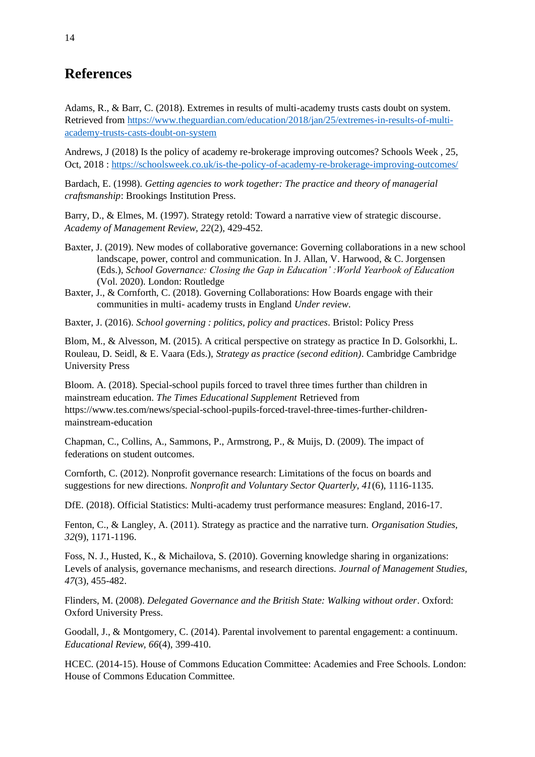# References

Adams, R., & Barr, C. (2018). Extremes in results of multi-academy trusts casts doubt on system. Retrieved from https://www.theguardian.com/education/2018/jan/25/extremes-in-results-of-multi-academy-trusts-casts-doubt-on-system

Andrews, J (2018) Is the policy of academy re-brokerage improving outcomes? Schools Week , 25, Oct, 2018 : https://schoolsweek.co.uk/is-the-policy-of-academy-re-brokerage-improving-outcomes/

Bardach, E. (1998). *Getting agencies to work together: The practice and theory of managerial craftsmanship*: Brookings Institution Press.

Barry, D., & Elmes, M. (1997). Strategy retold: Toward a narrative view of strategic discourse. *Academy of Management Review, 22*(2), 429-452.

Baxter, J. (2019). New modes of collaborative governance: Governing collaborations in a new school landscape, power, control and communication. In J. Allan, V. Harwood, & C. Jorgensen (Eds.), *School Governance: Closing the Gap in Education' :World Yearbook of Education* (Vol. 2020). London: Routledge

Baxter, J., & Cornforth, C. (2018). Governing Collaborations: How Boards engage with their communities in multi- academy trusts in England *Under review*.

Baxter, J. (2016). *School governing : politics, policy and practices*. Bristol: Policy Press

Blom, M., & Alvesson, M. (2015). A critical perspective on strategy as practice In D. Golsorkhi, L. Rouleau, D. Seidl, & E. Vaara (Eds.), *Strategy as practice (second edition)*. Cambridge Cambridge University Press

Bloom. A. (2018). Special-school pupils forced to travel three times further than children in mainstream education. *The Times Educational Supplement* Retrieved from https://www.tes.com/news/special-school-pupils-forced-travel-three-times-further-children-mainstream-education

Chapman, C., Collins, A., Sammons, P., Armstrong, P., & Muijs, D. (2009). The impact of federations on student outcomes.

Cornforth, C. (2012). Nonprofit governance research: Limitations of the focus on boards and suggestions for new directions. *Nonprofit and Voluntary Sector Quarterly, 41*(6), 1116-1135.

DfE. (2018). Official Statistics: Multi-academy trust performance measures: England, 2016-17.

Fenton, C., & Langley, A. (2011). Strategy as practice and the narrative turn. *Organisation Studies, 32*(9), 1171-1196.

Foss, N. J., Husted, K., & Michailova, S. (2010). Governing knowledge sharing in organizations: Levels of analysis, governance mechanisms, and research directions. *Journal of Management Studies, 47*(3), 455-482.

Flinders, M. (2008). *Delegated Governance and the British State: Walking without order*. Oxford: Oxford University Press.

Goodall, J., & Montgomery, C. (2014). Parental involvement to parental engagement: a continuum. *Educational Review, 66*(4), 399-410.

HCEC. (2014-15). House of Commons Education Committee: Academies and Free Schools. London: House of Commons Education Committee.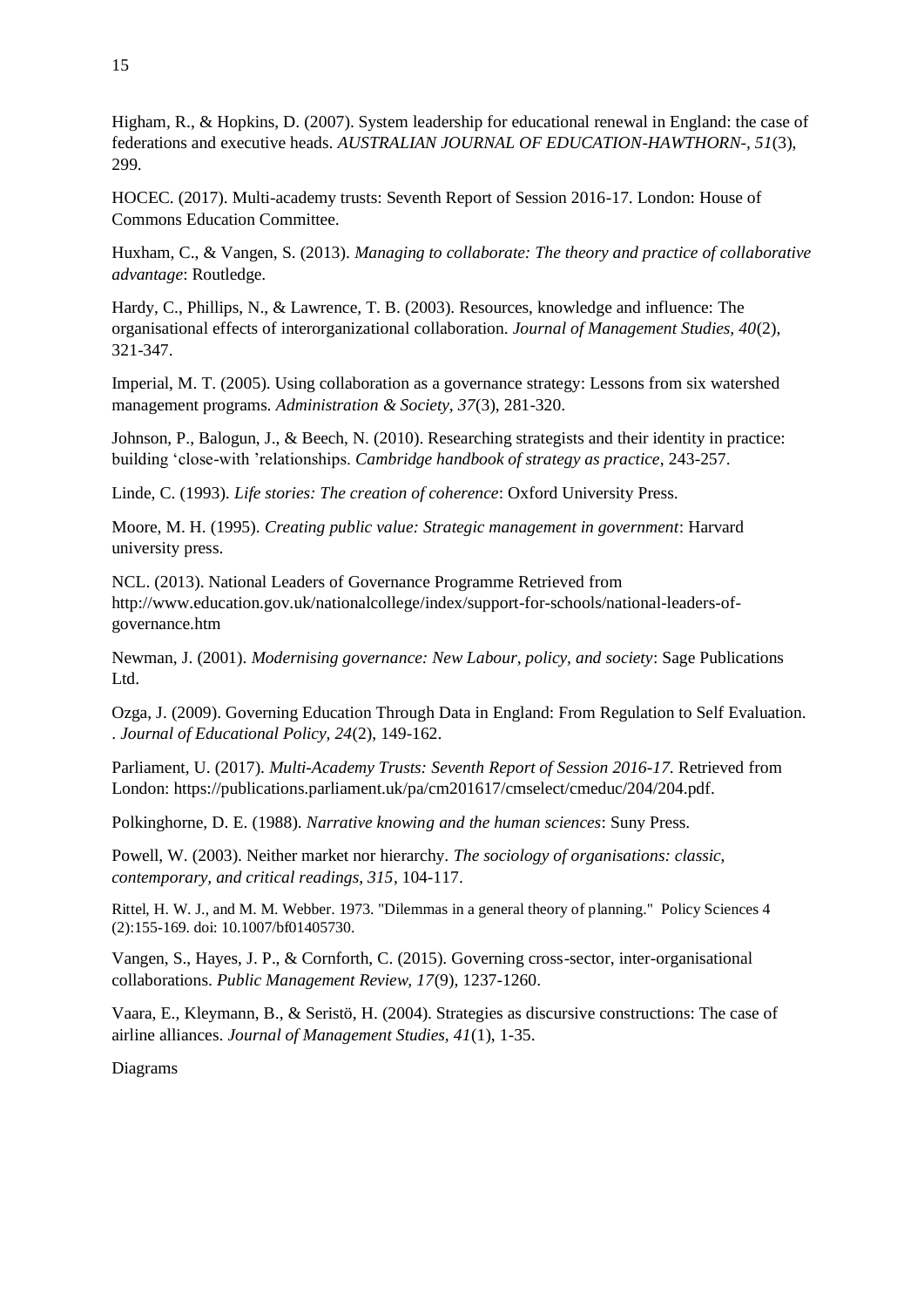Higham, R., & Hopkins, D. (2007). System leadership for educational renewal in England: the case of federations and executive heads. *AUSTRALIAN JOURNAL OF EDUCATION-HAWTHORN-, 51*(3), 299.

HOCEC. (2017). Multi-academy trusts: Seventh Report of Session 2016-17. London: House of Commons Education Committee.

Huxham, C., & Vangen, S. (2013). *Managing to collaborate: The theory and practice of collaborative advantage*: Routledge.

Hardy, C., Phillips, N., & Lawrence, T. B. (2003). Resources, knowledge and influence: The organisational effects of interorganizational collaboration. *Journal of Management Studies, 40*(2), 321-347.

Imperial, M. T. (2005). Using collaboration as a governance strategy: Lessons from six watershed management programs. *Administration & Society, 37*(3), 281-320.

Johnson, P., Balogun, J., & Beech, N. (2010). Researching strategists and their identity in practice: building 'close-with 'relationships. *Cambridge handbook of strategy as practice*, 243-257.

Linde, C. (1993). *Life stories: The creation of coherence*: Oxford University Press.

Moore, M. H. (1995). *Creating public value: Strategic management in government*: Harvard university press.

NCL. (2013). National Leaders of Governance Programme Retrieved from http://www.education.gov.uk/nationalcollege/index/support-for-schools/national-leaders-of-governance.htm

Newman, J. (2001). *Modernising governance: New Labour, policy, and society*: Sage Publications Ltd.

Ozga, J. (2009). Governing Education Through Data in England: From Regulation to Self Evaluation. . *Journal of Educational Policy, 24*(2), 149-162.

Parliament, U. (2017). *Multi-Academy Trusts: Seventh Report of Session 2016-17*. Retrieved from London: https://publications.parliament.uk/pa/cm201617/cmselect/cmeduc/204/204.pdf.

Polkinghorne, D. E. (1988). *Narrative knowing and the human sciences*: Suny Press.

Powell, W. (2003). Neither market nor hierarchy. *The sociology of organisations: classic, contemporary, and critical readings, 315*, 104-117.

Rittel, H. W. J., and M. M. Webber. 1973. "Dilemmas in a general theory of planning." Policy Sciences 4 (2):155-169. doi: 10.1007/bf01405730.

Vangen, S., Hayes, J. P., & Cornforth, C. (2015). Governing cross-sector, inter-organisational collaborations. *Public Management Review, 17*(9), 1237-1260.

Vaara, E., Kleymann, B., & Seristö, H. (2004). Strategies as discursive constructions: The case of airline alliances. *Journal of Management Studies, 41*(1), 1-35.

Diagrams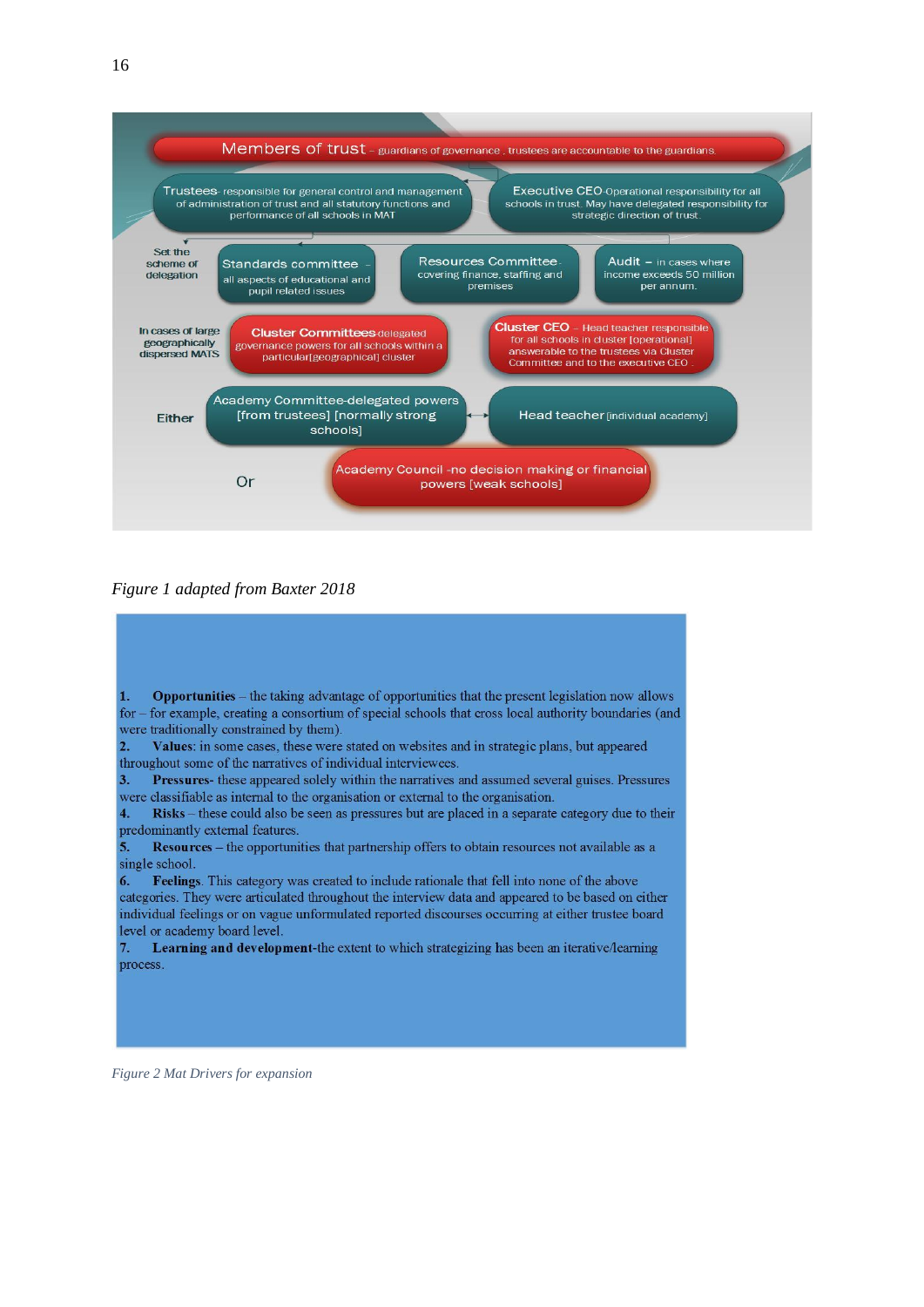Members of trust – guardians of governance , trustees are accountable to the guardians.

Trustees- responsible for general control and management of administration of trust and all statutory functions and performance of all schools in MAT

Executive CEO-Operational responsibility for all schools in trust. May have delegated responsibility for strategic direction of trust.

Set the scheme of delegation

Standards committee – all aspects of educational and pupil related issues

Resources Committee- covering finance, staffing and premises

Audit – in cases where income exceeds 50 million per annum.

In cases of large geographically dispersed MATS

Cluster Committees-delegated governance powers for all schools within a particular[geographical] cluster

Cluster CEO – Head teacher responsible for all schools in cluster [operational] answerable to the trustees via Cluster Committee and to the executive CEO

Either

Academy Committee-delegated powers [from trustees] [normally strong schools]

Head teacher [individual academy]

Or

Academy Council -no decision making or financial powers [weak schools]

*Figure 1 adapted from Baxter 2018*

1. **Opportunities** – the taking advantage of opportunities that the present legislation now allows for – for example, creating a consortium of special schools that cross local authority boundaries (and were traditionally constrained by them).
2. **Values**: in some cases, these were stated on websites and in strategic plans, but appeared throughout some of the narratives of individual interviewees.
3. **Pressures**- these appeared solely within the narratives and assumed several guises. Pressures were classifiable as internal to the organisation or external to the organisation.
4. **Risks** – these could also be seen as pressures but are placed in a separate category due to their predominantly external features.
5. **Resources** – the opportunities that partnership offers to obtain resources not available as a single school.
6. **Feelings**. This category was created to include rationale that fell into none of the above categories. They were articulated throughout the interview data and appeared to be based on either individual feelings or on vague unformulated reported discourses occurring at either trustee board level or academy board level.
7. **Learning and development**-the extent to which strategizing has been an iterative/learning process.

*Figure 2 Mat Drivers for expansion*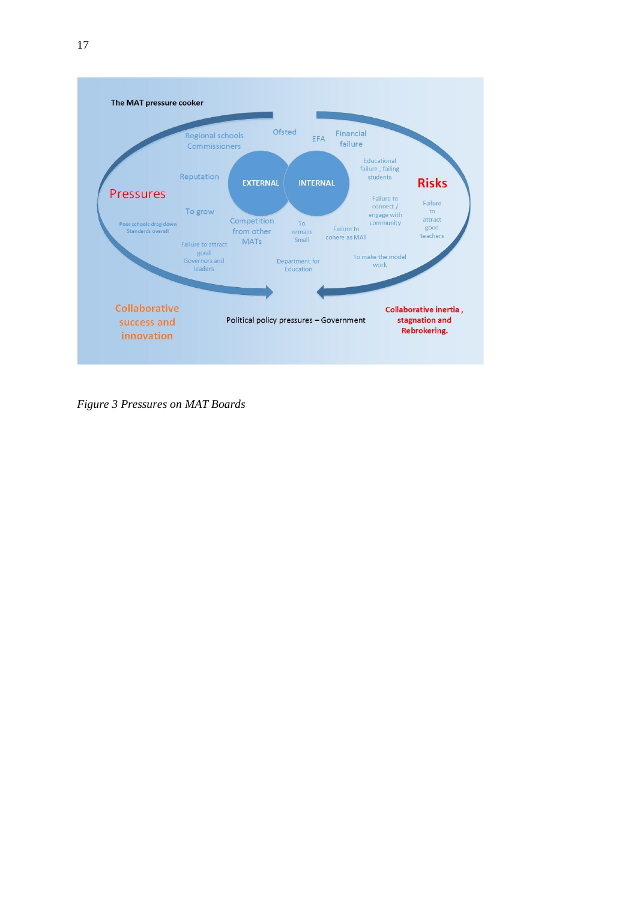The MAT pressure cooker

Regional schools Commissioners

Ofsted

EFA

Financial failure

Reputation

EXTERNAL

INTERNAL

Educational failure , failing students

Pressures

Risks

To grow

Failure to connect / engage with community

Failure to attract good teachers

Poor schools drag down Standards overall

Competition from other MATs

To remain Small

Failure to cohere as MAT

Failure to attract good Governors and leaders

Department for Education

To make the model work

Collaborative success and innovation

Political policy pressures – Government

Collaborative inertia , stagnation and Rebrokering.

*Figure 3 Pressures on MAT Boards*